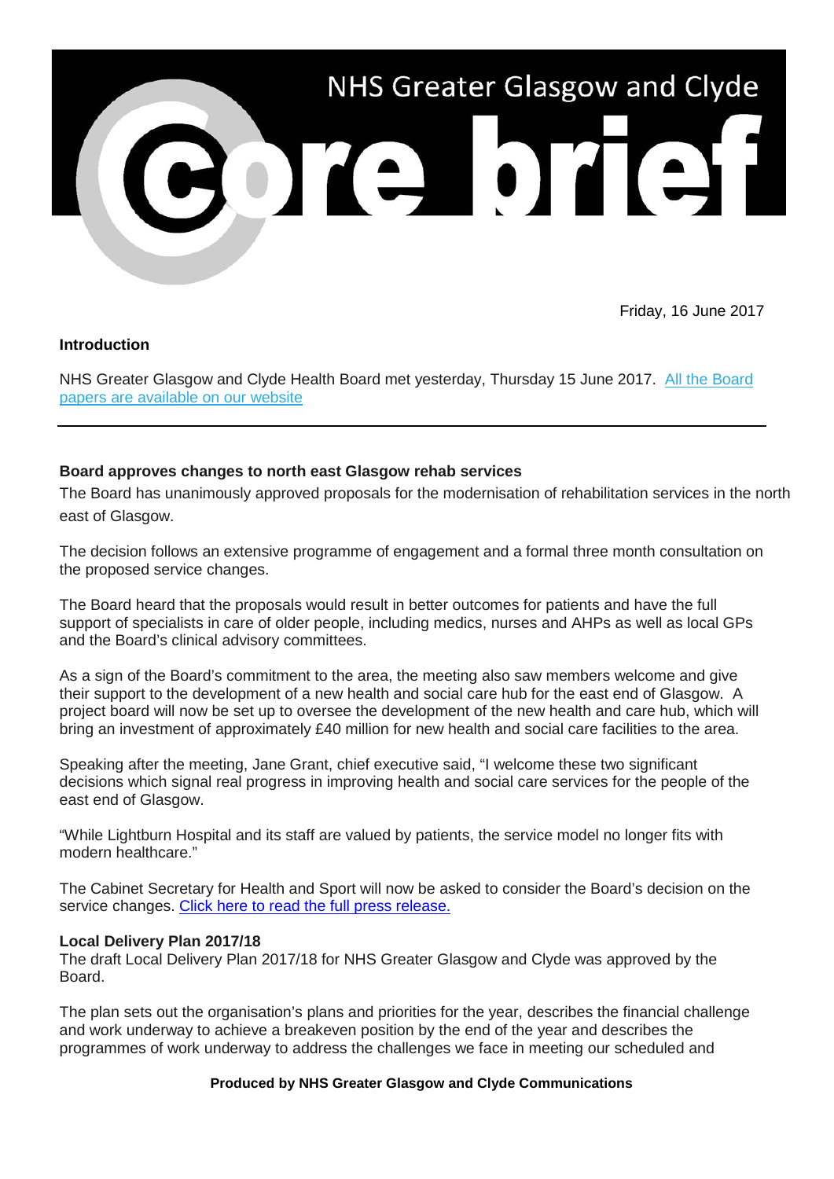# NHS Greater Glasgow and Clyde

# core brief

Friday, 16 June 2017

**Introduction**

NHS Greater Glasgow and Clyde Health Board met yesterday, Thursday 15 June 2017. [All the Board papers are available on our website]

---

**Board approves changes to north east Glasgow rehab services**

The Board has unanimously approved proposals for the modernisation of rehabilitation services in the north east of Glasgow.

The decision follows an extensive programme of engagement and a formal three month consultation on the proposed service changes.

The Board heard that the proposals would result in better outcomes for patients and have the full support of specialists in care of older people, including medics, nurses and AHPs as well as local GPs and the Board's clinical advisory committees.

As a sign of the Board's commitment to the area, the meeting also saw members welcome and give their support to the development of a new health and social care hub for the east end of Glasgow. A project board will now be set up to oversee the development of the new health and care hub, which will bring an investment of approximately £40 million for new health and social care facilities to the area.

Speaking after the meeting, Jane Grant, chief executive said, "I welcome these two significant decisions which signal real progress in improving health and social care services for the people of the east end of Glasgow.

"While Lightburn Hospital and its staff are valued by patients, the service model no longer fits with modern healthcare."

The Cabinet Secretary for Health and Sport will now be asked to consider the Board's decision on the service changes. [Click here to read the full press release.]

**Local Delivery Plan 2017/18**

The draft Local Delivery Plan 2017/18 for NHS Greater Glasgow and Clyde was approved by the Board.

The plan sets out the organisation's plans and priorities for the year, describes the financial challenge and work underway to achieve a breakeven position by the end of the year and describes the programmes of work underway to address the challenges we face in meeting our scheduled and

**Produced by NHS Greater Glasgow and Clyde Communications**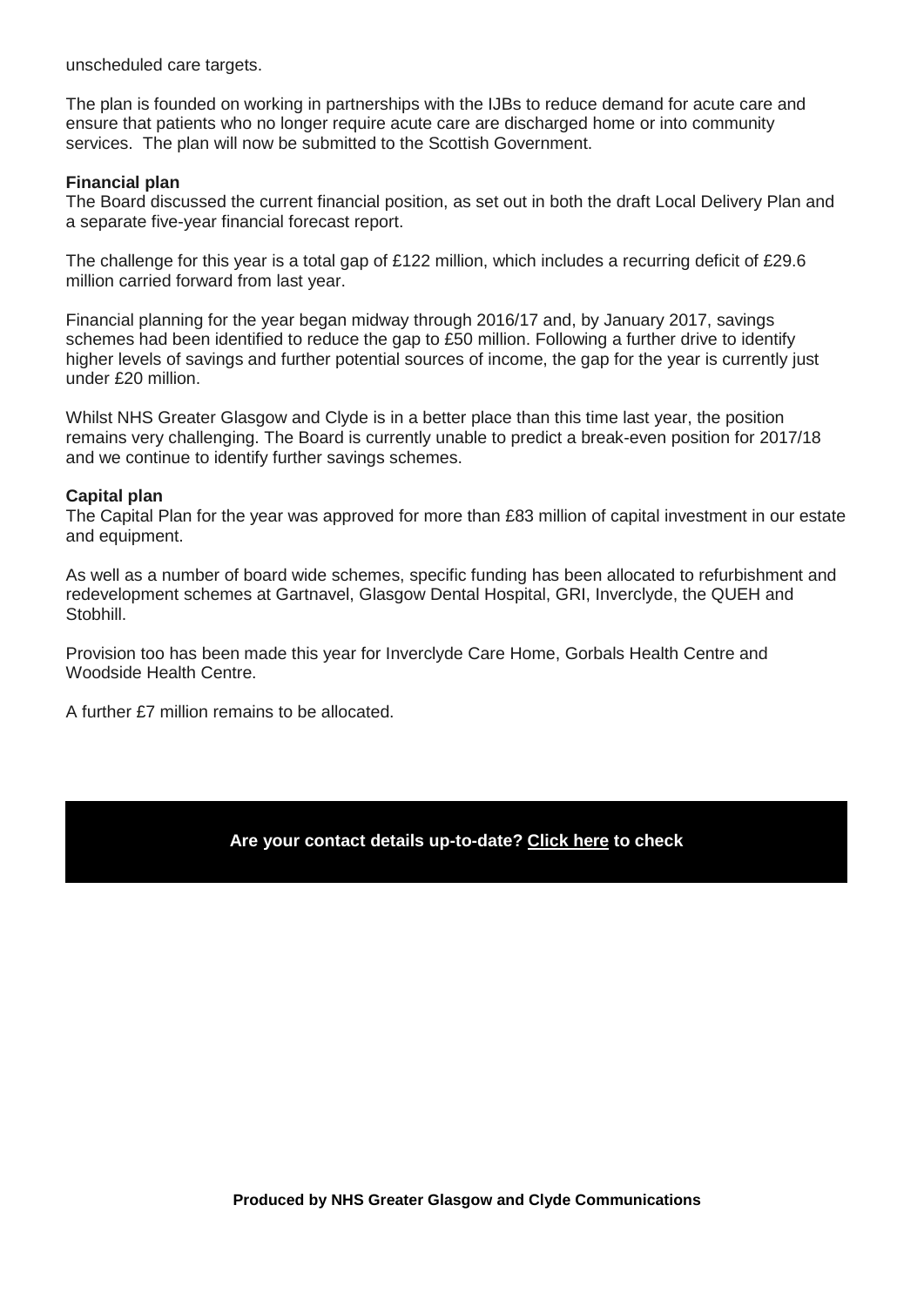unscheduled care targets.

The plan is founded on working in partnerships with the IJBs to reduce demand for acute care and ensure that patients who no longer require acute care are discharged home or into community services. The plan will now be submitted to the Scottish Government.

**Financial plan**
The Board discussed the current financial position, as set out in both the draft Local Delivery Plan and a separate five-year financial forecast report.

The challenge for this year is a total gap of £122 million, which includes a recurring deficit of £29.6 million carried forward from last year.

Financial planning for the year began midway through 2016/17 and, by January 2017, savings schemes had been identified to reduce the gap to £50 million. Following a further drive to identify higher levels of savings and further potential sources of income, the gap for the year is currently just under £20 million.

Whilst NHS Greater Glasgow and Clyde is in a better place than this time last year, the position remains very challenging. The Board is currently unable to predict a break-even position for 2017/18 and we continue to identify further savings schemes.

**Capital plan**
The Capital Plan for the year was approved for more than £83 million of capital investment in our estate and equipment.

As well as a number of board wide schemes, specific funding has been allocated to refurbishment and redevelopment schemes at Gartnavel, Glasgow Dental Hospital, GRI, Inverclyde, the QUEH and Stobhill.

Provision too has been made this year for Inverclyde Care Home, Gorbals Health Centre and Woodside Health Centre.

A further £7 million remains to be allocated.

**Are your contact details up-to-date? Click here to check**

**Produced by NHS Greater Glasgow and Clyde Communications**